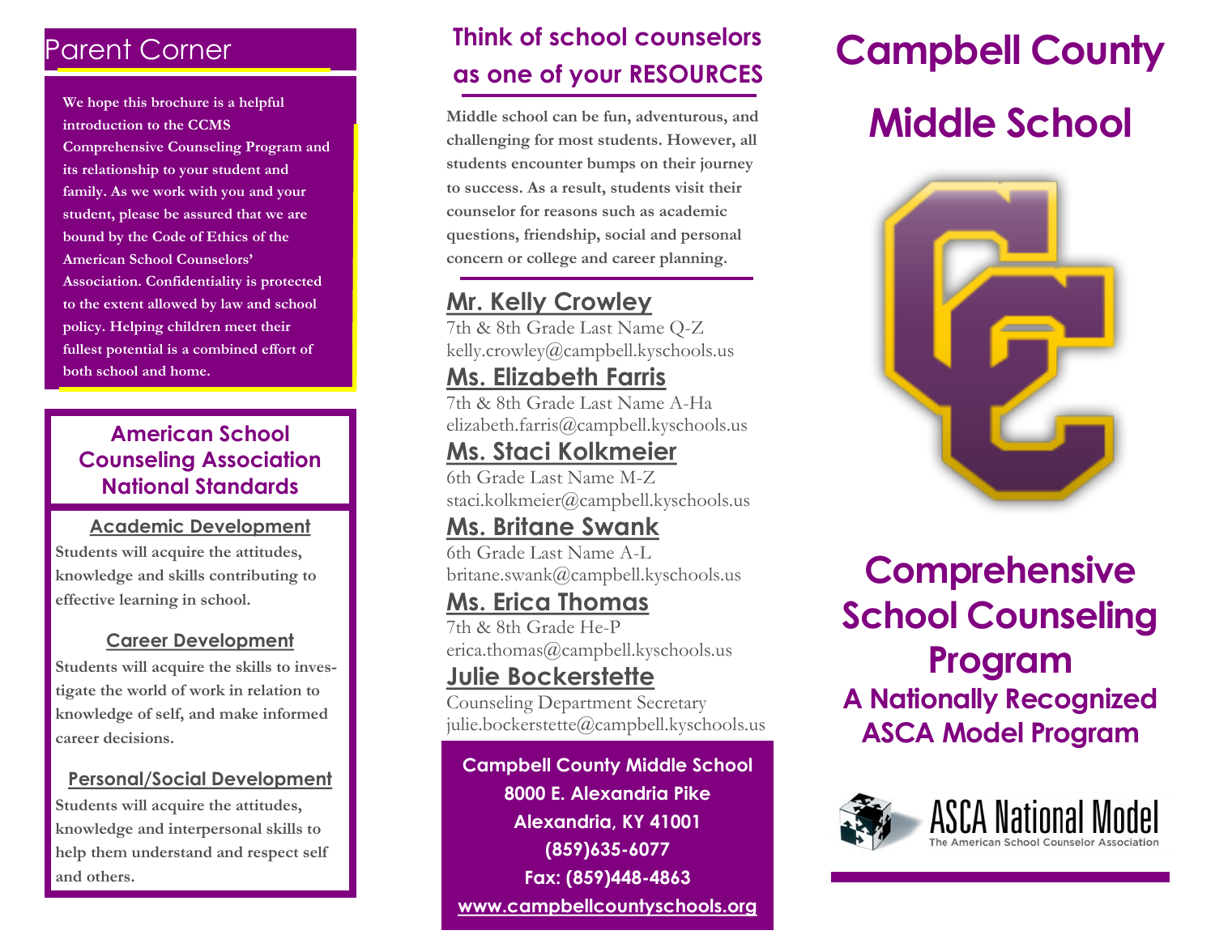## Parent Corner

**We hope this brochure is a helpful introduction to the CCMS Comprehensive Counseling Program and its relationship to your student and family. As we work with you and your student, please be assured that we are bound by the Code of Ethics of the American School Counselors' Association. Confidentiality is protected to the extent allowed by law and school policy. Helping children meet their fullest potential is a combined effort of both school and home.**

## American School Counseling Association National Standards

### Academic Development

**Students will acquire the attitudes, knowledge and skills contributing to effective learning in school.**

### Career Development

**Students will acquire the skills to investigate the world of work in relation to knowledge of self, and make informed career decisions.**

### Personal/Social Development

**Students will acquire the attitudes, knowledge and interpersonal skills to help them understand and respect self and others.**

## Think of school counselors as one of your RESOURCES

**Middle school can be fun, adventurous, and challenging for most students. However, all students encounter bumps on their journey to success. As a result, students visit their counselor for reasons such as academic questions, friendship, social and personal concern or college and career planning.**

### Mr. Kelly Crowley

7th & 8th Grade Last Name Q-Z
kelly.crowley@campbell.kyschools.us

### Ms. Elizabeth Farris

7th & 8th Grade Last Name A-Ha
elizabeth.farris@campbell.kyschools.us

### Ms. Staci Kolkmeier

6th Grade Last Name M-Z
staci.kolkmeier@campbell.kyschools.us

### Ms. Britane Swank

6th Grade Last Name A-L
britane.swank@campbell.kyschools.us

### Ms. Erica Thomas

7th & 8th Grade He-P
erica.thomas@campbell.kyschools.us

### Julie Bockerstette

Counseling Department Secretary
julie.bockerstette@campbell.kyschools.us

**Campbell County Middle School**
**8000 E. Alexandria Pike**
**Alexandria, KY 41001**
**(859)635-6077**
**Fax: (859)448-4863**
**www.campbellcountyschools.org**

# Campbell County Middle School

# Comprehensive School Counseling Program

## A Nationally Recognized ASCA Model Program

ASCA National Model
The American School Counselor Association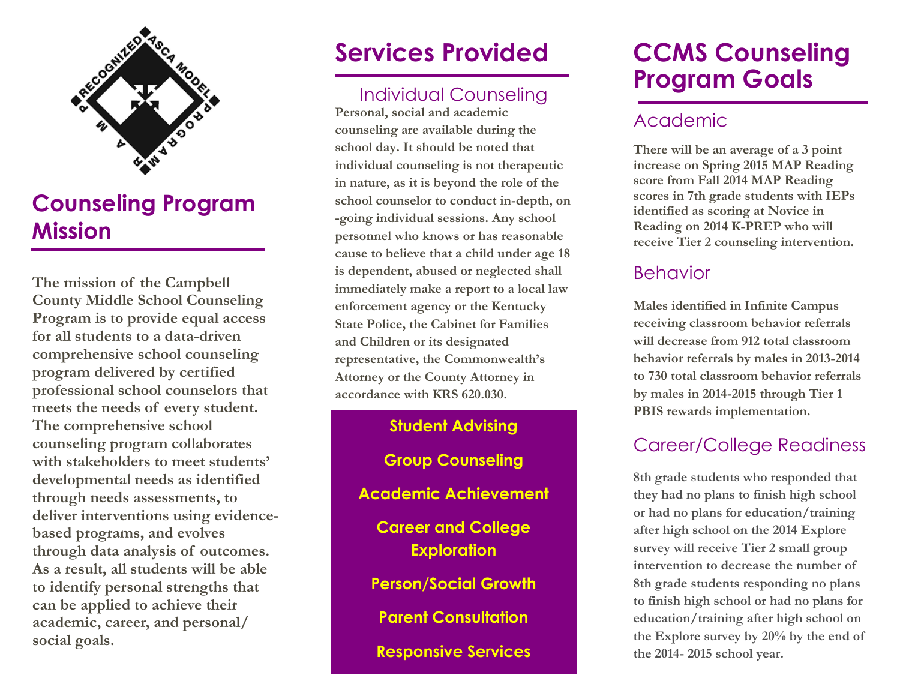RECOGNIZED ASCA MODEL PROGRAM

# Counseling Program Mission

The mission of the Campbell County Middle School Counseling Program is to provide equal access for all students to a data-driven comprehensive school counseling program delivered by certified professional school counselors that meets the needs of every student. The comprehensive school counseling program collaborates with stakeholders to meet students' developmental needs as identified through needs assessments, to deliver interventions using evidence-based programs, and evolves through data analysis of outcomes. As a result, all students will be able to identify personal strengths that can be applied to achieve their academic, career, and personal/ social goals.

# Services Provided

## Individual Counseling

Personal, social and academic counseling are available during the school day. It should be noted that individual counseling is not therapeutic in nature, as it is beyond the role of the school counselor to conduct in-depth, on-going individual sessions. Any school personnel who knows or has reasonable cause to believe that a child under age 18 is dependent, abused or neglected shall immediately make a report to a local law enforcement agency or the Kentucky State Police, the Cabinet for Families and Children or its designated representative, the Commonwealth's Attorney or the County Attorney in accordance with KRS 620.030.

- Student Advising
- Group Counseling
- Academic Achievement
- Career and College Exploration
- Person/Social Growth
- Parent Consultation
- Responsive Services

# CCMS Counseling Program Goals

## Academic

There will be an average of a 3 point increase on Spring 2015 MAP Reading score from Fall 2014 MAP Reading scores in 7th grade students with IEPs identified as scoring at Novice in Reading on 2014 K-PREP who will receive Tier 2 counseling intervention.

## Behavior

Males identified in Infinite Campus receiving classroom behavior referrals will decrease from 912 total classroom behavior referrals by males in 2013-2014 to 730 total classroom behavior referrals by males in 2014-2015 through Tier 1 PBIS rewards implementation.

## Career/College Readiness

8th grade students who responded that they had no plans to finish high school or had no plans for education/training after high school on the 2014 Explore survey will receive Tier 2 small group intervention to decrease the number of 8th grade students responding no plans to finish high school or had no plans for education/training after high school on the Explore survey by 20% by the end of the 2014- 2015 school year.